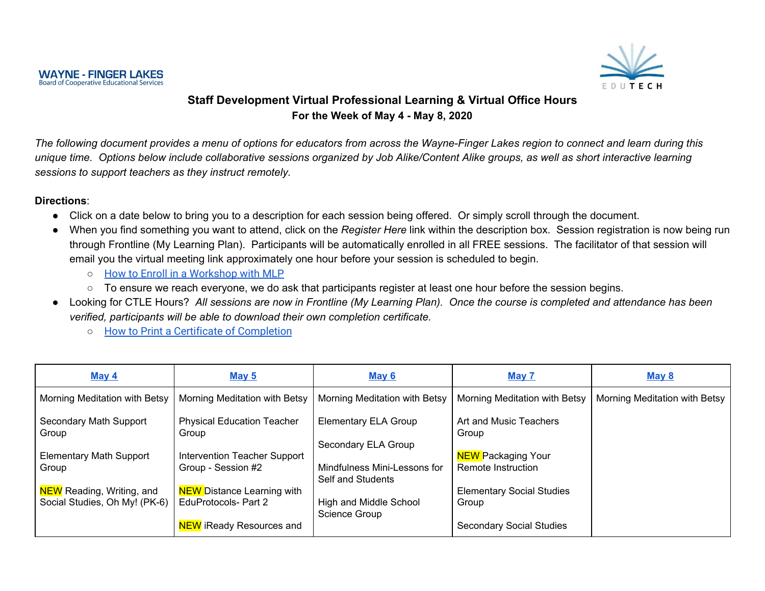WAYNE - FINGER LAKES
Board of Cooperative Educational Services

EDUTECH

## Staff Development Virtual Professional Learning & Virtual Office Hours
### For the Week of May 4 - May 8, 2020

*The following document provides a menu of options for educators from across the Wayne-Finger Lakes region to connect and learn during this unique time. Options below include collaborative sessions organized by Job Alike/Content Alike groups, as well as short interactive learning sessions to support teachers as they instruct remotely.*

**Directions**:

- Click on a date below to bring you to a description for each session being offered. Or simply scroll through the document.
- When you find something you want to attend, click on the *Register Here* link within the description box. Session registration is now being run through Frontline (My Learning Plan). Participants will be automatically enrolled in all FREE sessions. The facilitator of that session will email you the virtual meeting link approximately one hour before your session is scheduled to begin.
  - How to Enroll in a Workshop with MLP
  - To ensure we reach everyone, we do ask that participants register at least one hour before the session begins.
- Looking for CTLE Hours? *All sessions are now in Frontline (My Learning Plan). Once the course is completed and attendance has been verified, participants will be able to download their own completion certificate.*
  - How to Print a Certificate of Completion

| **May 4** | **May 5** | **May 6** | **May 7** | **May 8** |
|---|---|---|---|---|
| Morning Meditation with Betsy<br><br>Secondary Math Support Group<br><br>Elementary Math Support Group<br><br>NEW Reading, Writing, and Social Studies, Oh My! (PK-6) | Morning Meditation with Betsy<br><br>Physical Education Teacher Group<br><br>Intervention Teacher Support Group - Session #2<br><br>NEW Distance Learning with EduProtocols- Part 2<br><br>NEW iReady Resources and | Morning Meditation with Betsy<br><br>Elementary ELA Group<br><br>Secondary ELA Group<br><br>Mindfulness Mini-Lessons for Self and Students<br><br>High and Middle School Science Group | Morning Meditation with Betsy<br><br>Art and Music Teachers Group<br><br>NEW Packaging Your Remote Instruction<br><br>Elementary Social Studies Group<br><br>Secondary Social Studies | Morning Meditation with Betsy |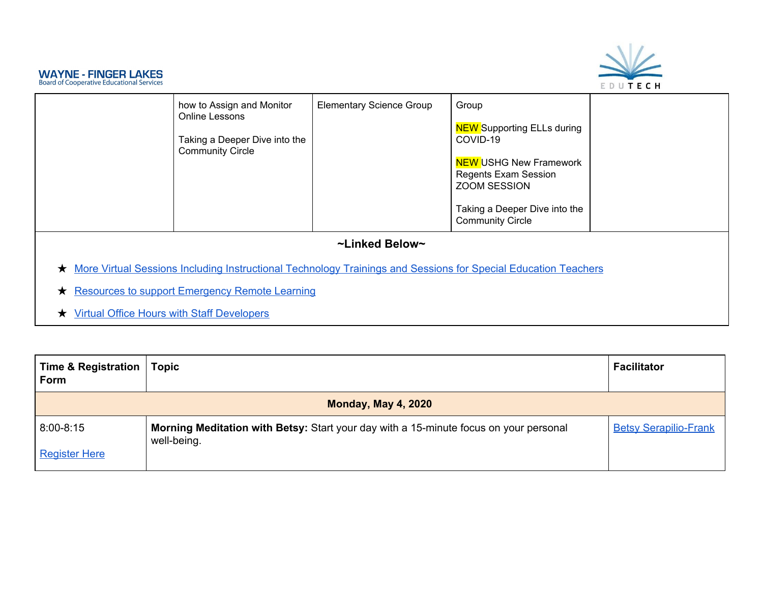| | how to Assign and Monitor Online Lessons<br><br>Taking a Deeper Dive into the Community Circle | Elementary Science Group | Group<br><br>NEW Supporting ELLs during COVID-19<br><br>NEW USHG New Framework Regents Exam Session ZOOM SESSION<br><br>Taking a Deeper Dive into the Community Circle | |
|---|---|---|---|---|

**~Linked Below~**

- ★ More Virtual Sessions Including Instructional Technology Trainings and Sessions for Special Education Teachers
- ★ Resources to support Emergency Remote Learning
- ★ Virtual Office Hours with Staff Developers

| **Time & Registration Form** | **Topic** | **Facilitator** |
|---|---|---|
| | **Monday, May 4, 2020** | |
| 8:00-8:15<br><br>Register Here | **Morning Meditation with Betsy:** Start your day with a 15-minute focus on your personal well-being. | Betsy Serapilio-Frank |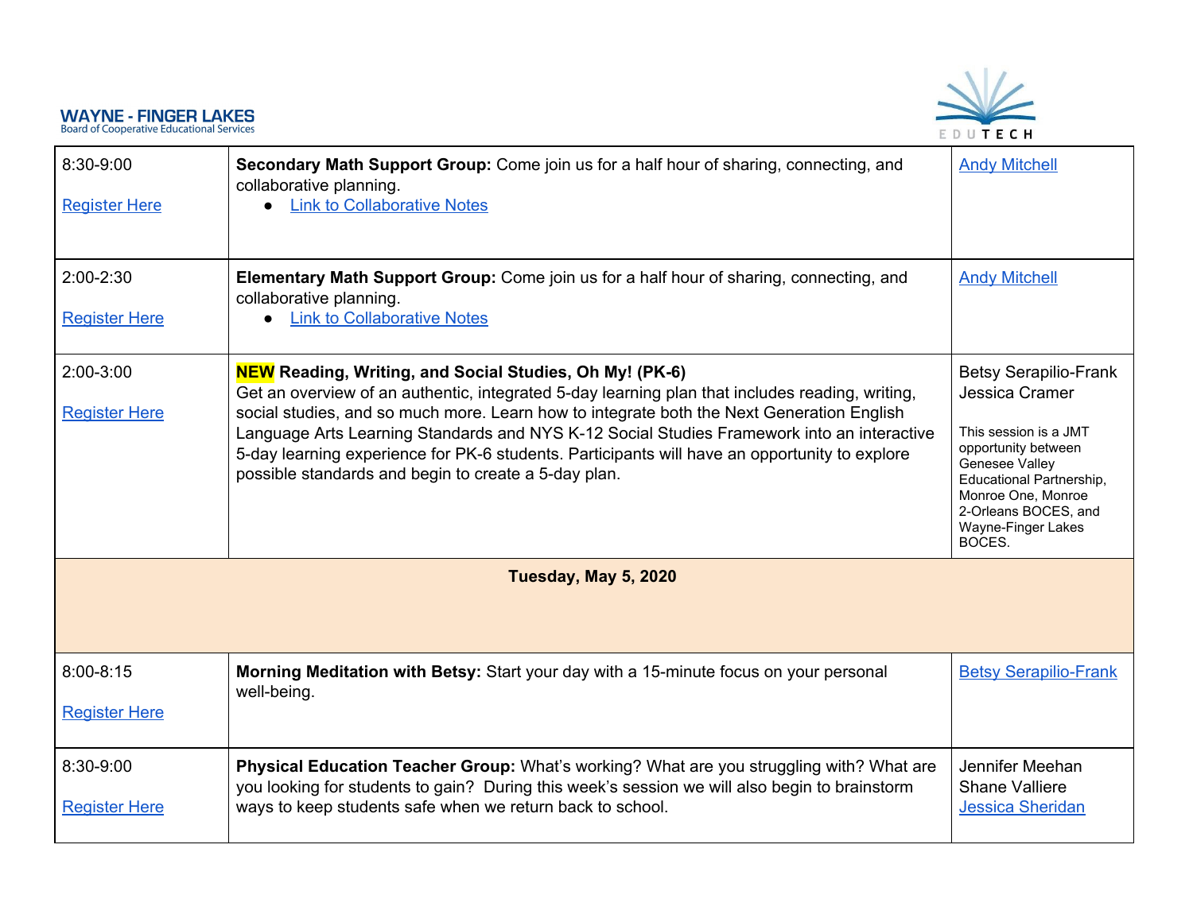| | | |
|---|---|---|
| 8:30-9:00<br><br>Register Here | **Secondary Math Support Group:** Come join us for a half hour of sharing, connecting, and collaborative planning.<br>• Link to Collaborative Notes | Andy Mitchell |
| 2:00-2:30<br><br>Register Here | **Elementary Math Support Group:** Come join us for a half hour of sharing, connecting, and collaborative planning.<br>• Link to Collaborative Notes | Andy Mitchell |
| 2:00-3:00<br><br>Register Here | **NEW Reading, Writing, and Social Studies, Oh My! (PK-6)**<br>Get an overview of an authentic, integrated 5-day learning plan that includes reading, writing, social studies, and so much more. Learn how to integrate both the Next Generation English Language Arts Learning Standards and NYS K-12 Social Studies Framework into an interactive 5-day learning experience for PK-6 students. Participants will have an opportunity to explore possible standards and begin to create a 5-day plan. | Betsy Serapilio-Frank<br>Jessica Cramer<br><br>This session is a JMT opportunity between Genesee Valley Educational Partnership, Monroe One, Monroe 2-Orleans BOCES, and Wayne-Finger Lakes BOCES. |
| | **Tuesday, May 5, 2020** | |
| 8:00-8:15<br><br>Register Here | **Morning Meditation with Betsy:** Start your day with a 15-minute focus on your personal well-being. | Betsy Serapilio-Frank |
| 8:30-9:00<br><br>Register Here | **Physical Education Teacher Group:** What's working? What are you struggling with? What are you looking for students to gain? During this week's session we will also begin to brainstorm ways to keep students safe when we return back to school. | Jennifer Meehan<br>Shane Valliere<br>Jessica Sheridan |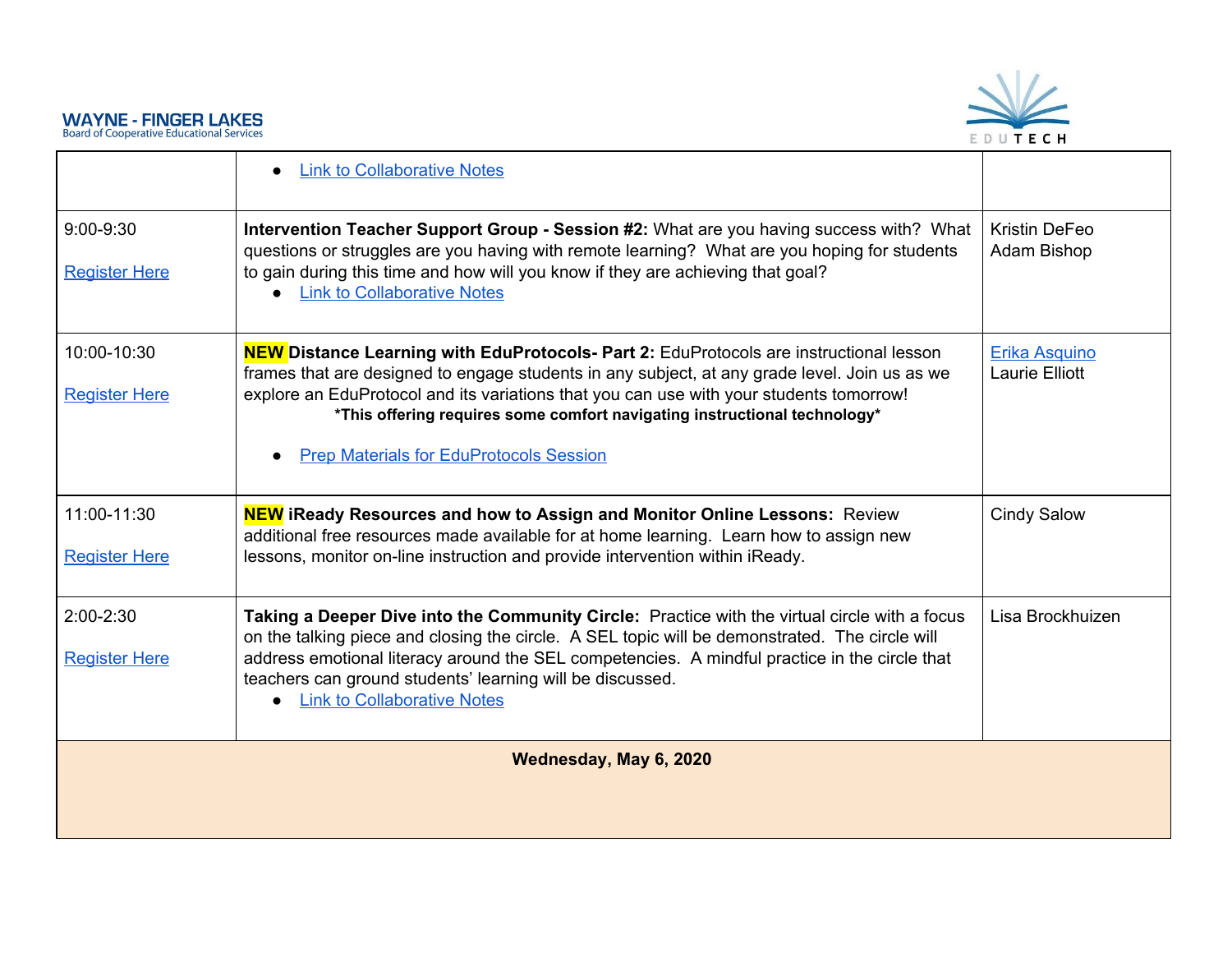| | | |
|---|---|---|
| | • Link to Collaborative Notes | |
| 9:00-9:30<br><br>Register Here | **Intervention Teacher Support Group - Session #2:** What are you having success with? What questions or struggles are you having with remote learning? What are you hoping for students to gain during this time and how will you know if they are achieving that goal?<br>• Link to Collaborative Notes | Kristin DeFeo<br>Adam Bishop |
| 10:00-10:30<br><br>Register Here | **NEW Distance Learning with EduProtocols- Part 2:** EduProtocols are instructional lesson frames that are designed to engage students in any subject, at any grade level. Join us as we explore an EduProtocol and its variations that you can use with your students tomorrow!<br>**\*This offering requires some comfort navigating instructional technology\***<br><br>• Prep Materials for EduProtocols Session | Erika Asquino<br>Laurie Elliott |
| 11:00-11:30<br><br>Register Here | **NEW iReady Resources and how to Assign and Monitor Online Lessons:** Review additional free resources made available for at home learning. Learn how to assign new lessons, monitor on-line instruction and provide intervention within iReady. | Cindy Salow |
| 2:00-2:30<br><br>Register Here | **Taking a Deeper Dive into the Community Circle:** Practice with the virtual circle with a focus on the talking piece and closing the circle. A SEL topic will be demonstrated. The circle will address emotional literacy around the SEL competencies. A mindful practice in the circle that teachers can ground students' learning will be discussed.<br>• Link to Collaborative Notes | Lisa Brockhuizen |
| **Wednesday, May 6, 2020** | | |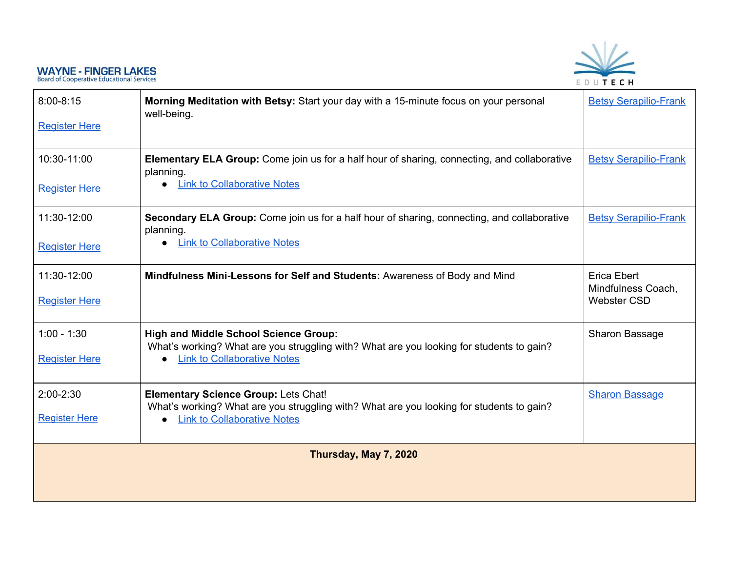**WAYNE - FINGER LAKES**
Board of Cooperative Educational Services

EDUTECH

| | | |
|---|---|---|
| 8:00-8:15<br><br>Register Here | **Morning Meditation with Betsy:** Start your day with a 15-minute focus on your personal well-being. | Betsy Serapilio-Frank |
| 10:30-11:00<br><br>Register Here | **Elementary ELA Group:** Come join us for a half hour of sharing, connecting, and collaborative planning.<br>● Link to Collaborative Notes | Betsy Serapilio-Frank |
| 11:30-12:00<br><br>Register Here | **Secondary ELA Group:** Come join us for a half hour of sharing, connecting, and collaborative planning.<br>● Link to Collaborative Notes | Betsy Serapilio-Frank |
| 11:30-12:00<br><br>Register Here | **Mindfulness Mini-Lessons for Self and Students:** Awareness of Body and Mind | Erica Ebert<br>Mindfulness Coach, Webster CSD |
| 1:00 - 1:30<br><br>Register Here | **High and Middle School Science Group:**<br>What's working? What are you struggling with? What are you looking for students to gain?<br>● Link to Collaborative Notes | Sharon Bassage |
| 2:00-2:30<br><br>Register Here | **Elementary Science Group:** Lets Chat!<br>What's working? What are you struggling with? What are you looking for students to gain?<br>● Link to Collaborative Notes | Sharon Bassage |
| | **Thursday, May 7, 2020** | |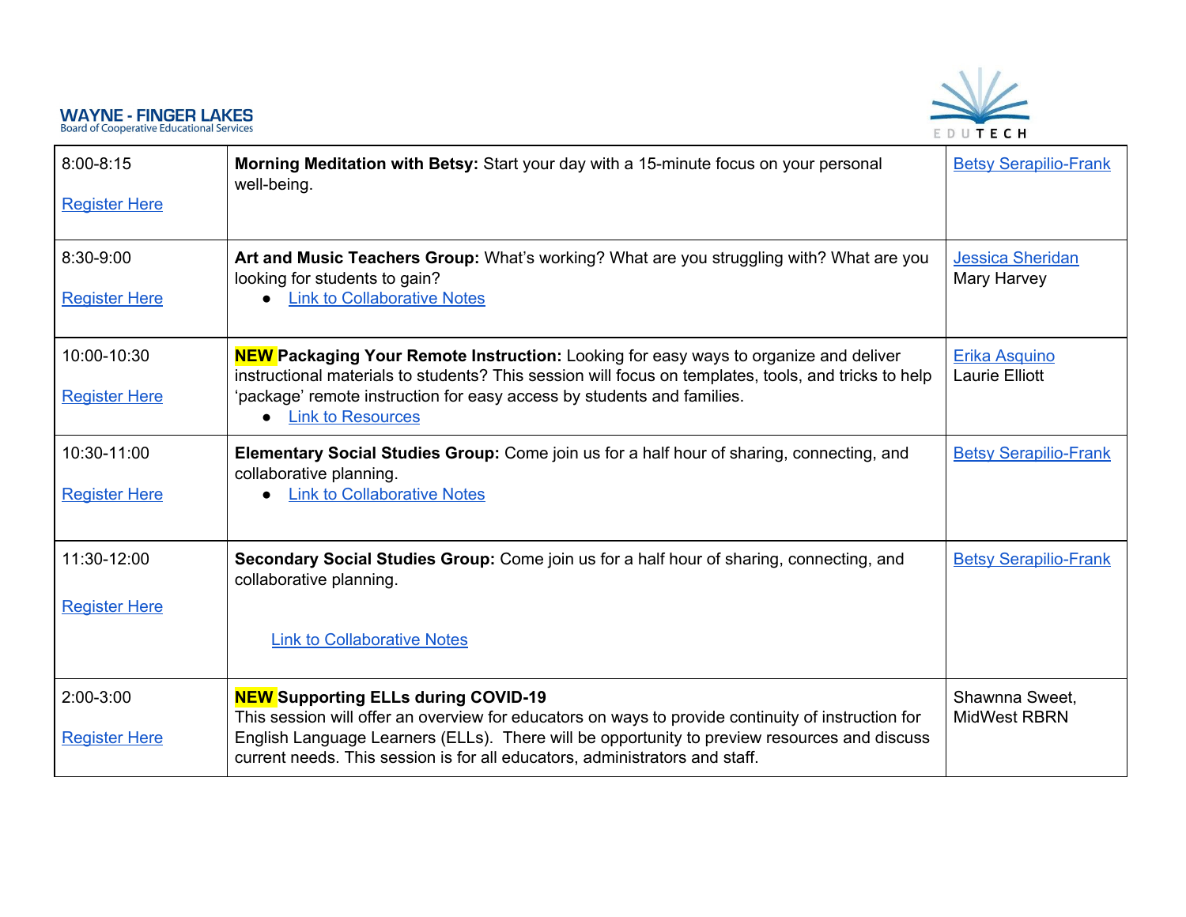| Time | Session | Presenter(s) |
|---|---|---|
| 8:00-8:15<br><br>Register Here | **Morning Meditation with Betsy:** Start your day with a 15-minute focus on your personal well-being. | Betsy Serapilio-Frank |
| 8:30-9:00<br><br>Register Here | **Art and Music Teachers Group:** What's working? What are you struggling with? What are you looking for students to gain?<br>● Link to Collaborative Notes | Jessica Sheridan<br>Mary Harvey |
| 10:00-10:30<br><br>Register Here | **NEW Packaging Your Remote Instruction:** Looking for easy ways to organize and deliver instructional materials to students? This session will focus on templates, tools, and tricks to help 'package' remote instruction for easy access by students and families.<br>● Link to Resources | Erika Asquino<br>Laurie Elliott |
| 10:30-11:00<br><br>Register Here | **Elementary Social Studies Group:** Come join us for a half hour of sharing, connecting, and collaborative planning.<br>● Link to Collaborative Notes | Betsy Serapilio-Frank |
| 11:30-12:00<br><br>Register Here | **Secondary Social Studies Group:** Come join us for a half hour of sharing, connecting, and collaborative planning.<br><br>Link to Collaborative Notes | Betsy Serapilio-Frank |
| 2:00-3:00<br><br>Register Here | **NEW Supporting ELLs during COVID-19**<br>This session will offer an overview for educators on ways to provide continuity of instruction for English Language Learners (ELLs). There will be opportunity to preview resources and discuss current needs. This session is for all educators, administrators and staff. | Shawnna Sweet,<br>MidWest RBRN |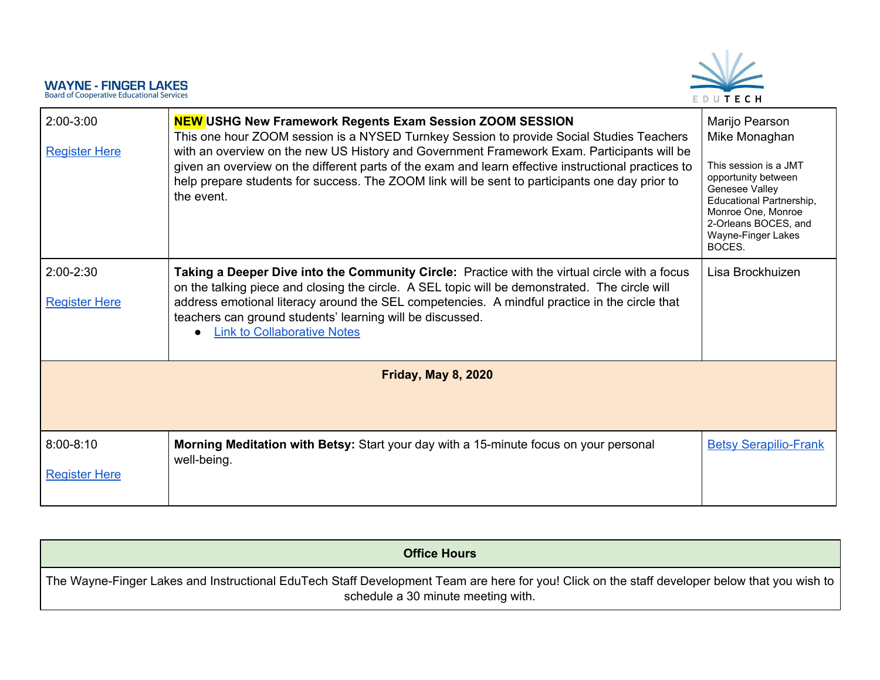| | | |
|---|---|---|
| 2:00-3:00<br><br>Register Here | **NEW USHG New Framework Regents Exam Session ZOOM SESSION**<br>This one hour ZOOM session is a NYSED Turnkey Session to provide Social Studies Teachers with an overview on the new US History and Government Framework Exam. Participants will be given an overview on the different parts of the exam and learn effective instructional practices to help prepare students for success. The ZOOM link will be sent to participants one day prior to the event. | Marijo Pearson<br>Mike Monaghan<br><br>This session is a JMT opportunity between Genesee Valley Educational Partnership, Monroe One, Monroe 2-Orleans BOCES, and Wayne-Finger Lakes BOCES. |
| 2:00-2:30<br><br>Register Here | **Taking a Deeper Dive into the Community Circle:** Practice with the virtual circle with a focus on the talking piece and closing the circle. A SEL topic will be demonstrated. The circle will address emotional literacy around the SEL competencies. A mindful practice in the circle that teachers can ground students' learning will be discussed.<br>● Link to Collaborative Notes | Lisa Brockhuizen |
| | **Friday, May 8, 2020** | |
| 8:00-8:10<br><br>Register Here | **Morning Meditation with Betsy:** Start your day with a 15-minute focus on your personal well-being. | Betsy Serapilio-Frank |

| **Office Hours** |
|---|
| The Wayne-Finger Lakes and Instructional EduTech Staff Development Team are here for you! Click on the staff developer below that you wish to schedule a 30 minute meeting with. |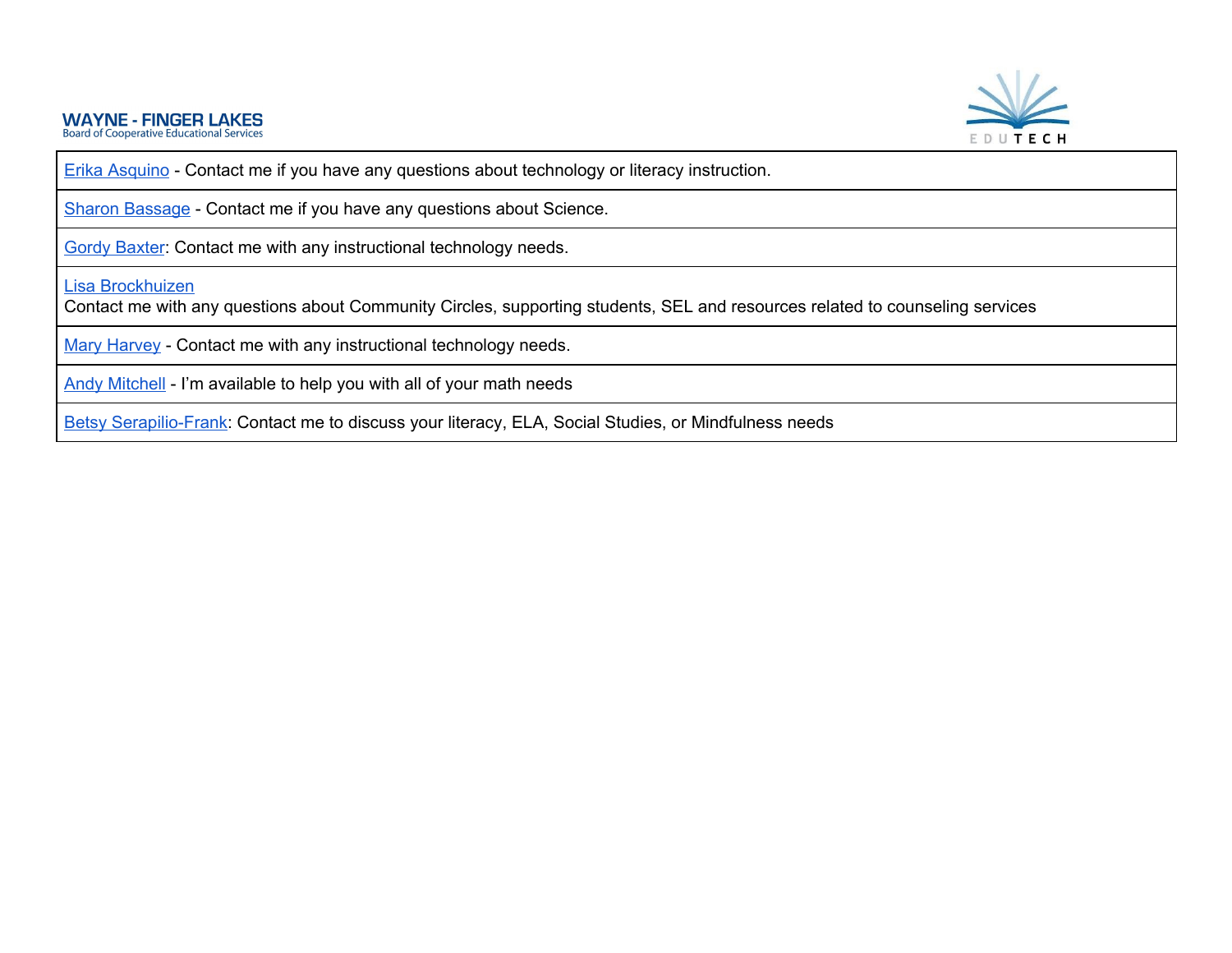WAYNE - FINGER LAKES
Board of Cooperative Educational Services

EDUTECH

| |
|---|
| Erika Asquino - Contact me if you have any questions about technology or literacy instruction. |
| Sharon Bassage - Contact me if you have any questions about Science. |
| Gordy Baxter: Contact me with any instructional technology needs. |
| Lisa Brockhuizen<br>Contact me with any questions about Community Circles, supporting students, SEL and resources related to counseling services |
| Mary Harvey - Contact me with any instructional technology needs. |
| Andy Mitchell - I'm available to help you with all of your math needs |
| Betsy Serapilio-Frank: Contact me to discuss your literacy, ELA, Social Studies, or Mindfulness needs |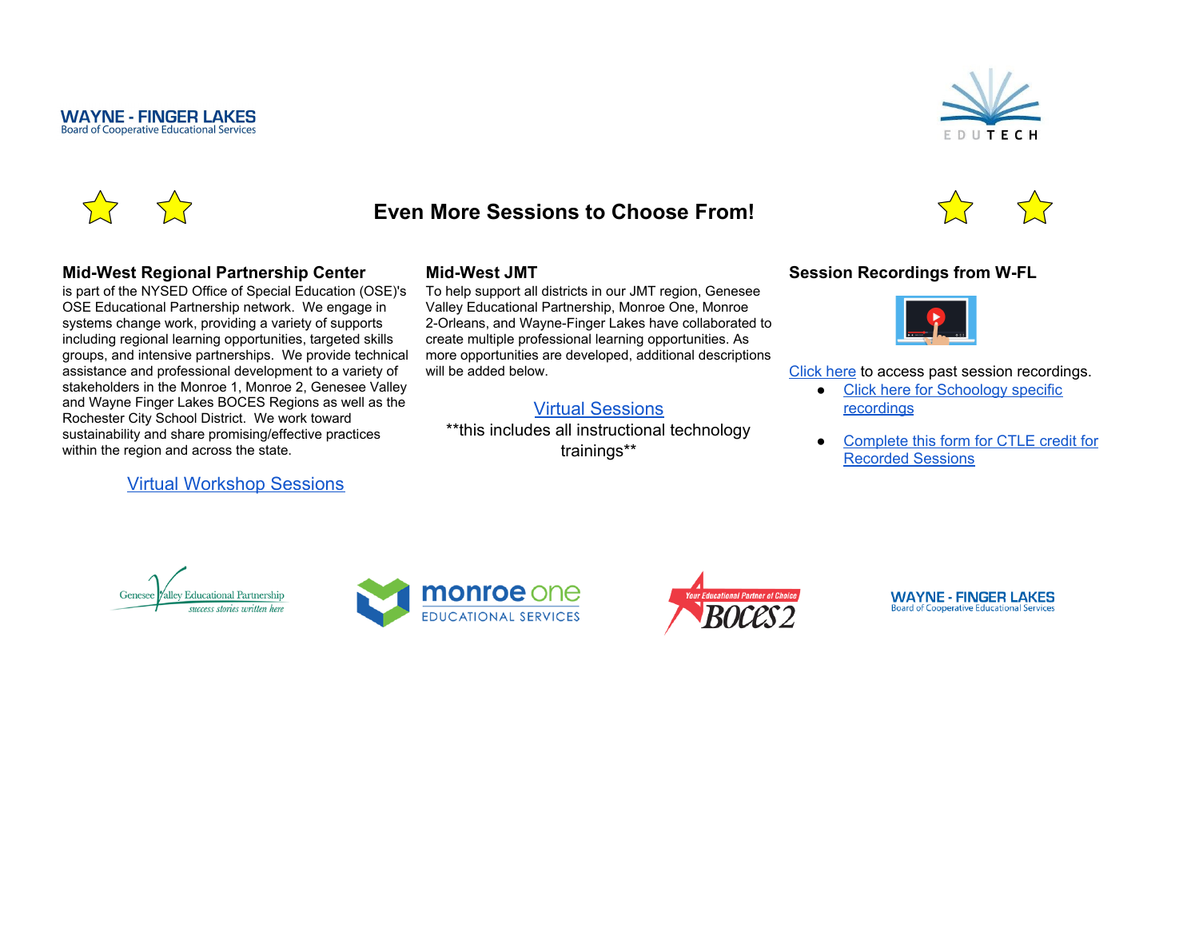WAYNE - FINGER LAKES
Board of Cooperative Educational Services

EDUTECH

# Even More Sessions to Choose From!

### Mid-West Regional Partnership Center

is part of the NYSED Office of Special Education (OSE)'s OSE Educational Partnership network. We engage in systems change work, providing a variety of supports including regional learning opportunities, targeted skills groups, and intensive partnerships. We provide technical assistance and professional development to a variety of stakeholders in the Monroe 1, Monroe 2, Genesee Valley and Wayne Finger Lakes BOCES Regions as well as the Rochester City School District. We work toward sustainability and share promising/effective practices within the region and across the state.

Virtual Workshop Sessions

### Mid-West JMT

To help support all districts in our JMT region, Genesee Valley Educational Partnership, Monroe One, Monroe 2-Orleans, and Wayne-Finger Lakes have collaborated to create multiple professional learning opportunities. As more opportunities are developed, additional descriptions will be added below.

Virtual Sessions

**this includes all instructional technology trainings**

### Session Recordings from W-FL

Click here to access past session recordings.

- Click here for Schoology specific recordings
- Complete this form for CTLE credit for Recorded Sessions

Genesee Valley Educational Partnership — success stories written here

monroe one EDUCATIONAL SERVICES

Your Educational Partner of Choice BOCES 2

WAYNE - FINGER LAKES
Board of Cooperative Educational Services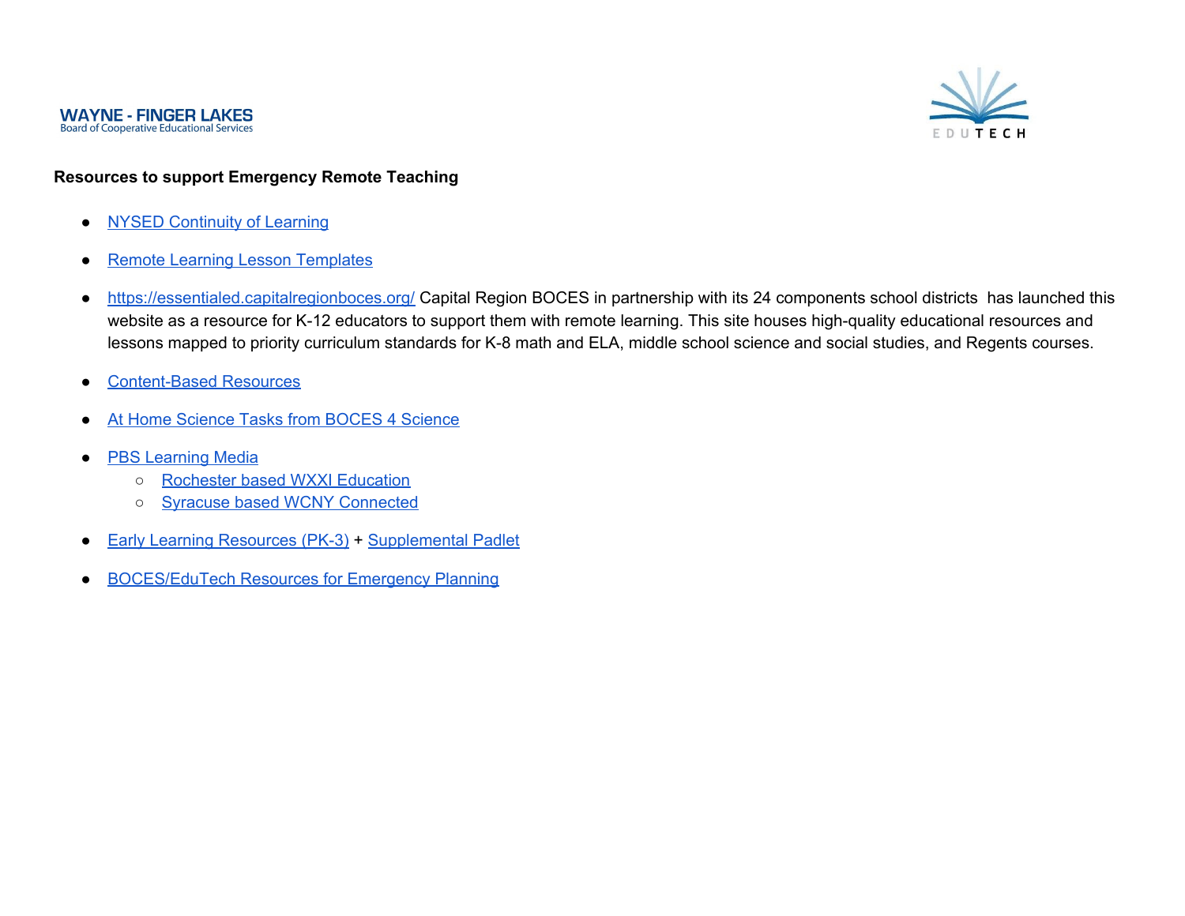WAYNE - FINGER LAKES
Board of Cooperative Educational Services

EDUTECH

**Resources to support Emergency Remote Teaching**

- NYSED Continuity of Learning
- Remote Learning Lesson Templates
- https://essentialed.capitalregionboces.org/ Capital Region BOCES in partnership with its 24 components school districts has launched this website as a resource for K-12 educators to support them with remote learning. This site houses high-quality educational resources and lessons mapped to priority curriculum standards for K-8 math and ELA, middle school science and social studies, and Regents courses.
- Content-Based Resources
- At Home Science Tasks from BOCES 4 Science
- PBS Learning Media
  - Rochester based WXXI Education
  - Syracuse based WCNY Connected
- Early Learning Resources (PK-3) + Supplemental Padlet
- BOCES/EduTech Resources for Emergency Planning